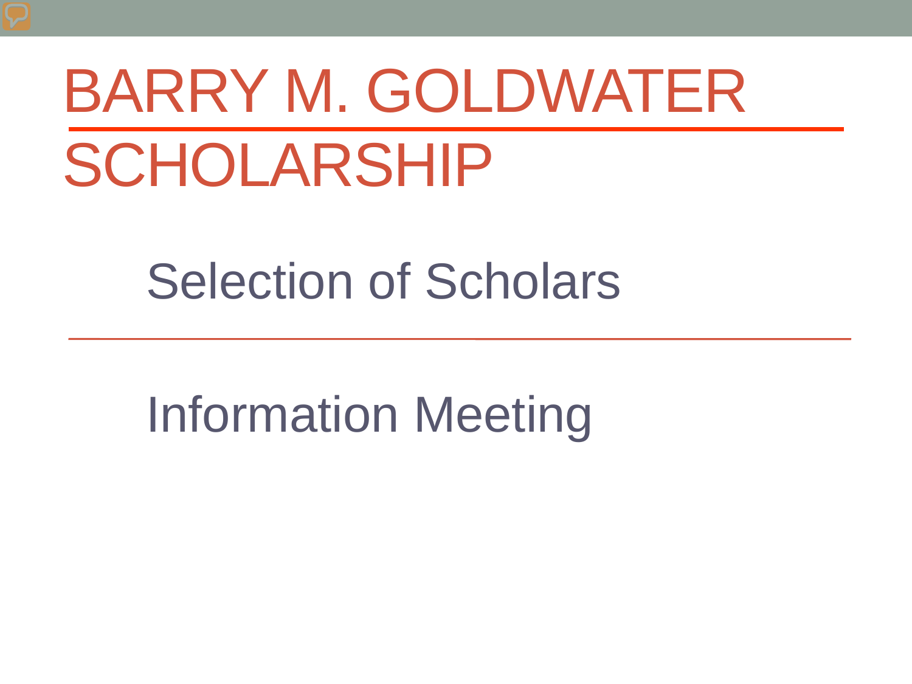# BARRY M. GOLDWATER SCHOLARSHIP

## Selection of Scholars

## Information Meeting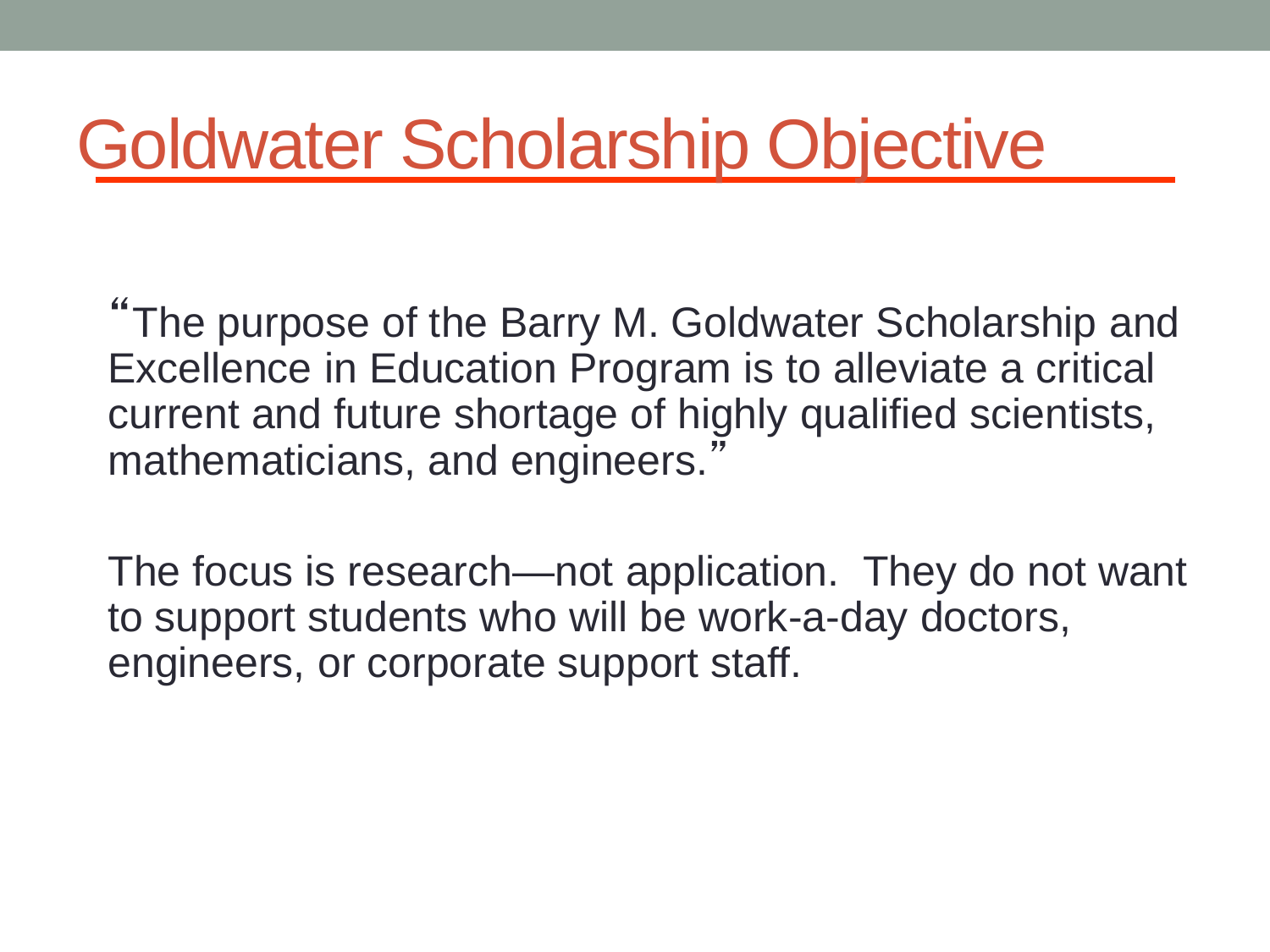# Goldwater Scholarship Objective

"The purpose of the Barry M. Goldwater Scholarship and Excellence in Education Program is to alleviate a critical current and future shortage of highly qualified scientists, mathematicians, and engineers."

The focus is research—not application. They do not want to support students who will be work-a-day doctors, engineers, or corporate support staff.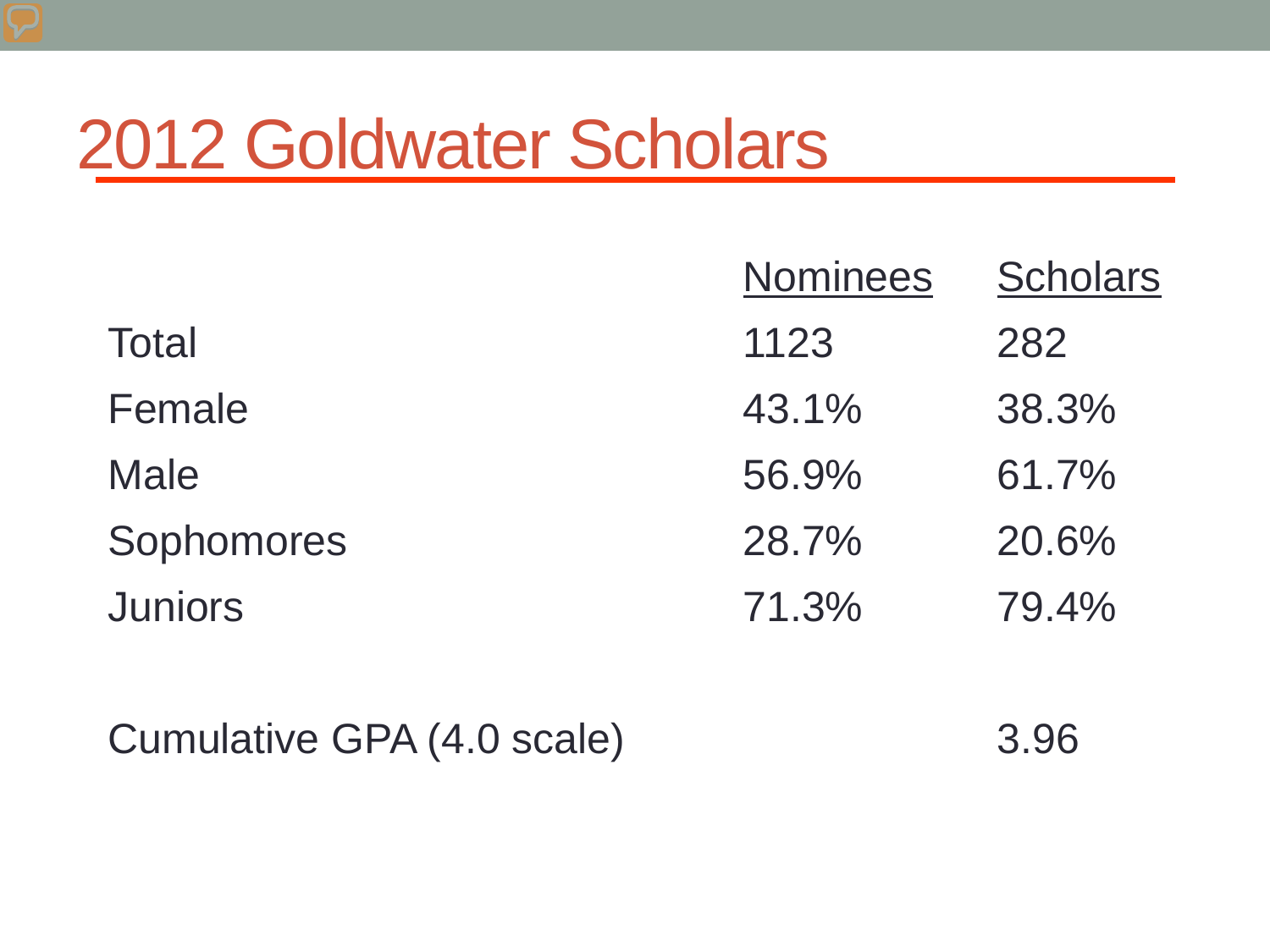# 2012 Goldwater Scholars

| | Nominees | Scholars |
|---|---|---|
| Total | 1123 | 282 |
| Female | 43.1% | 38.3% |
| Male | 56.9% | 61.7% |
| Sophomores | 28.7% | 20.6% |
| Juniors | 71.3% | 79.4% |
| | | |
| Cumulative GPA (4.0 scale) | | 3.96 |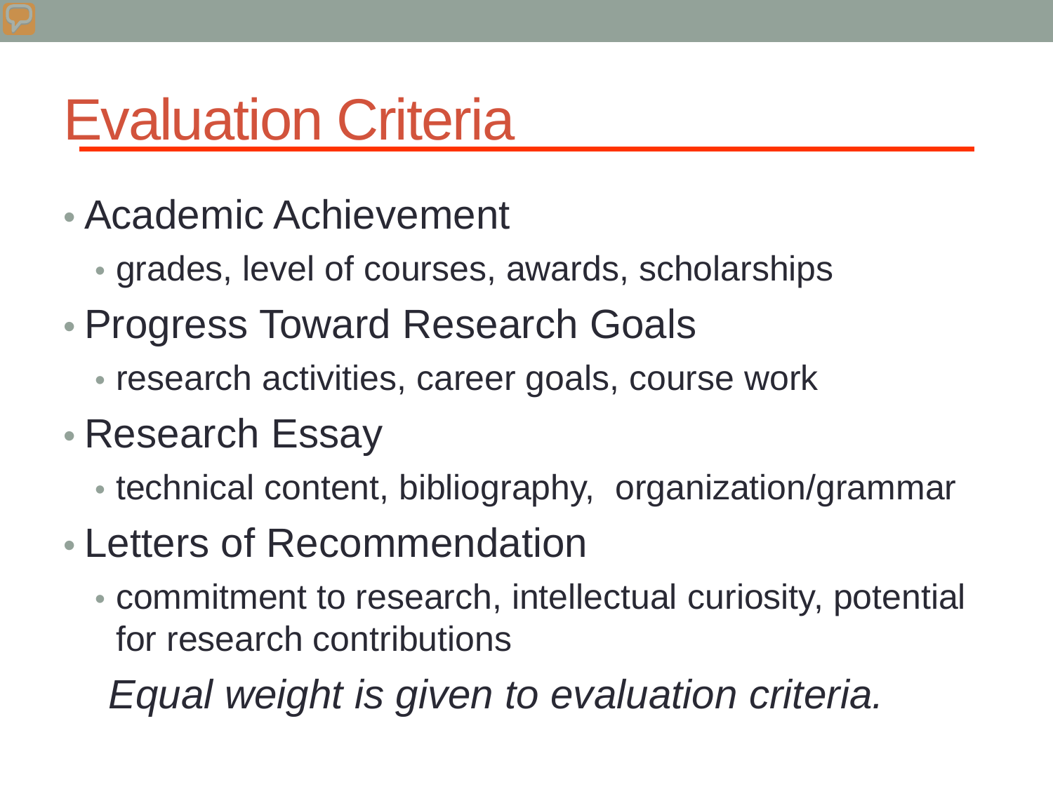# Evaluation Criteria

- Academic Achievement
  - grades, level of courses, awards, scholarships
- Progress Toward Research Goals
  - research activities, career goals, course work
- Research Essay
  - technical content, bibliography, organization/grammar
- Letters of Recommendation
  - commitment to research, intellectual curiosity, potential for research contributions

*Equal weight is given to evaluation criteria.*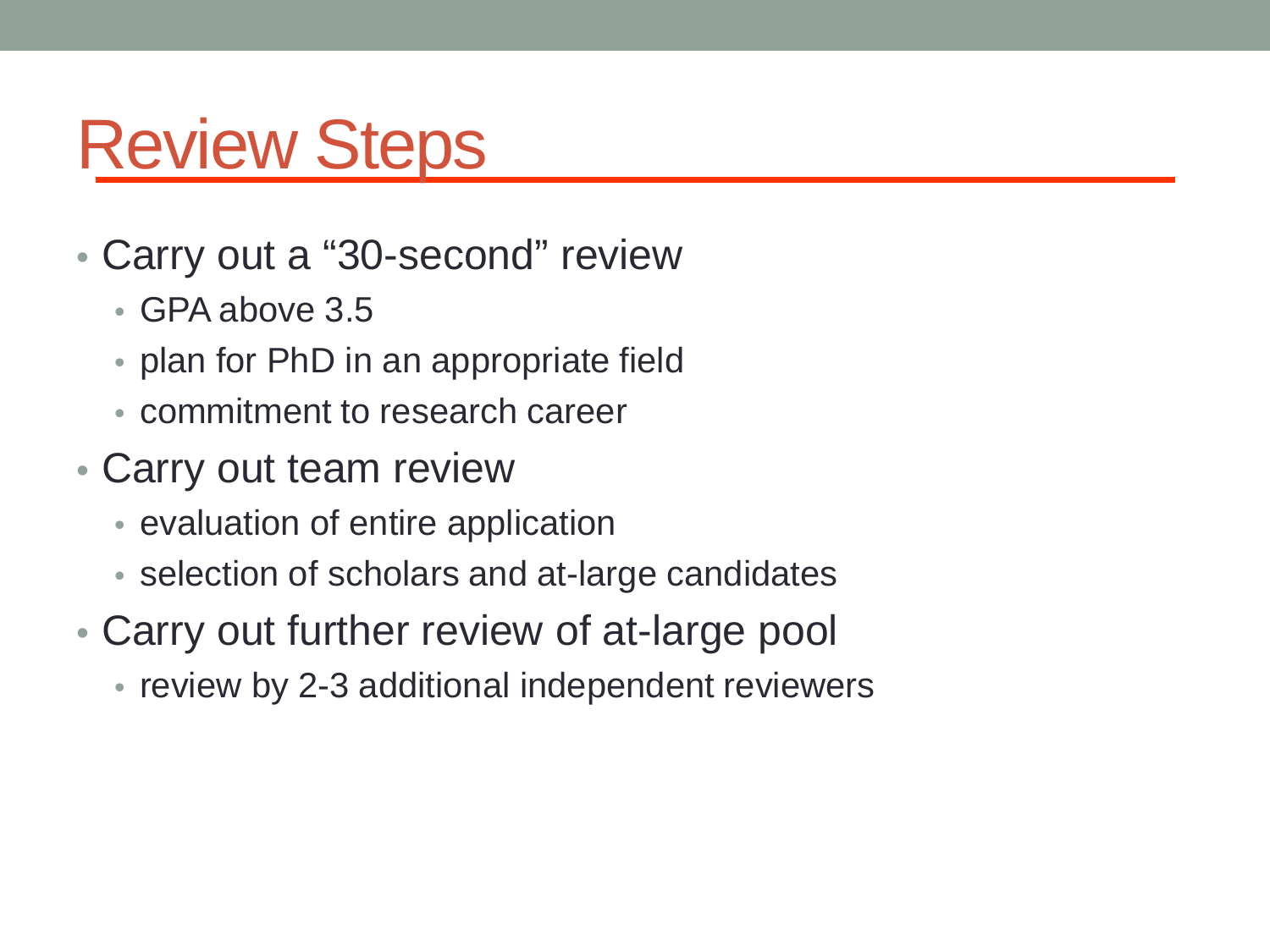# Review Steps

- Carry out a “30-second” review
  - GPA above 3.5
  - plan for PhD in an appropriate field
  - commitment to research career
- Carry out team review
  - evaluation of entire application
  - selection of scholars and at-large candidates
- Carry out further review of at-large pool
  - review by 2-3 additional independent reviewers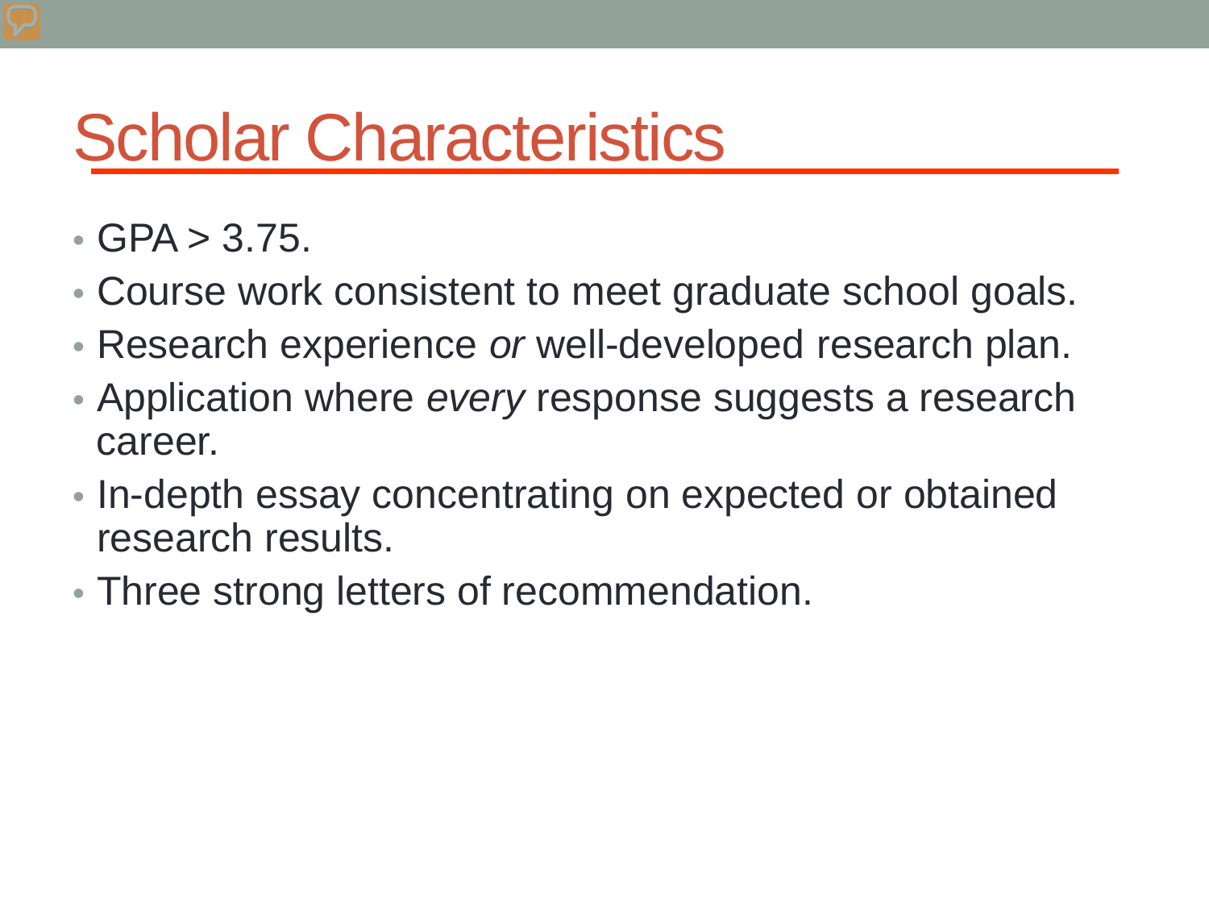# Scholar Characteristics

- GPA > 3.75.
- Course work consistent to meet graduate school goals.
- Research experience *or* well-developed research plan.
- Application where *every* response suggests a research career.
- In-depth essay concentrating on expected or obtained research results.
- Three strong letters of recommendation.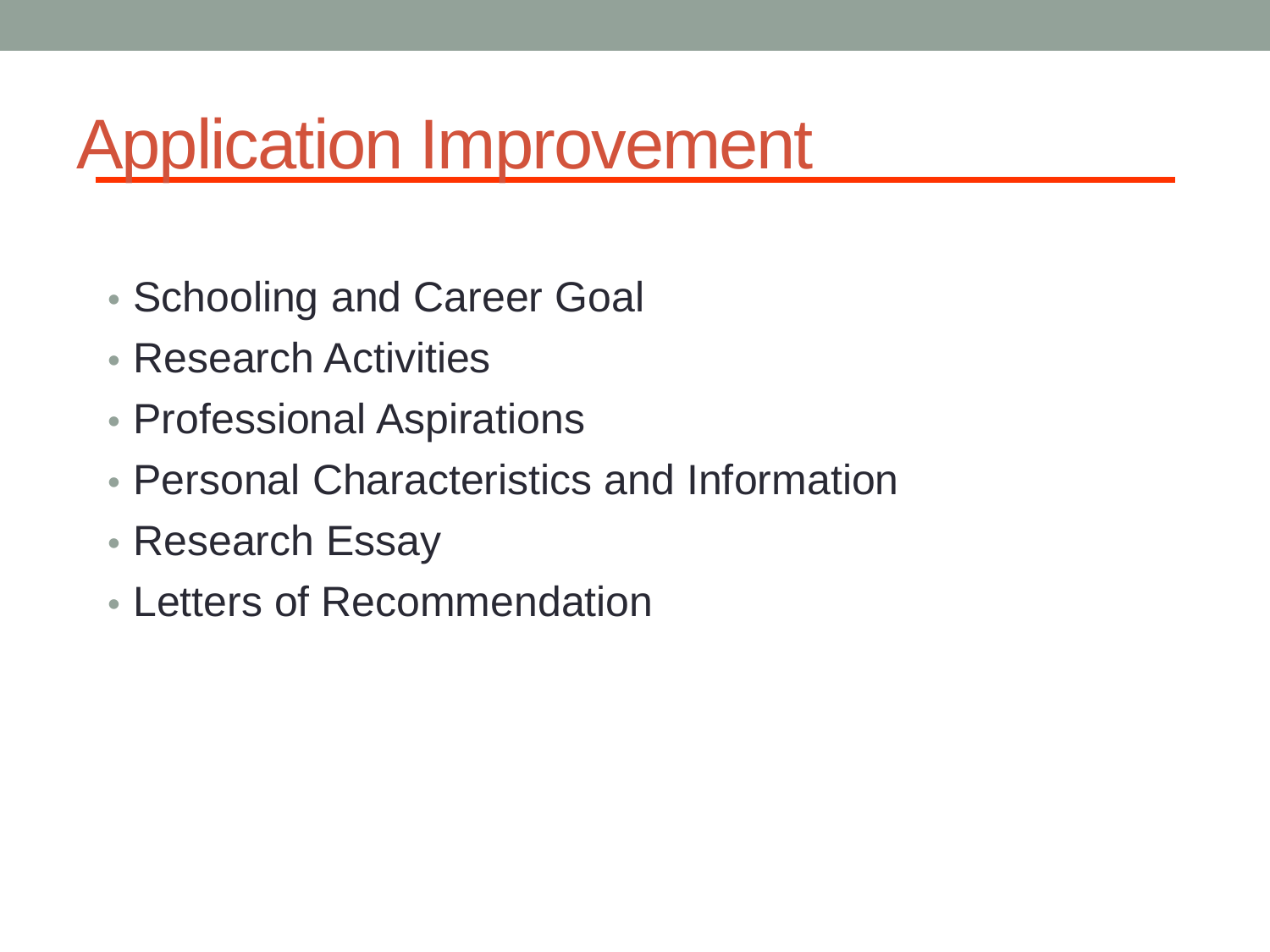# Application Improvement

- Schooling and Career Goal
- Research Activities
- Professional Aspirations
- Personal Characteristics and Information
- Research Essay
- Letters of Recommendation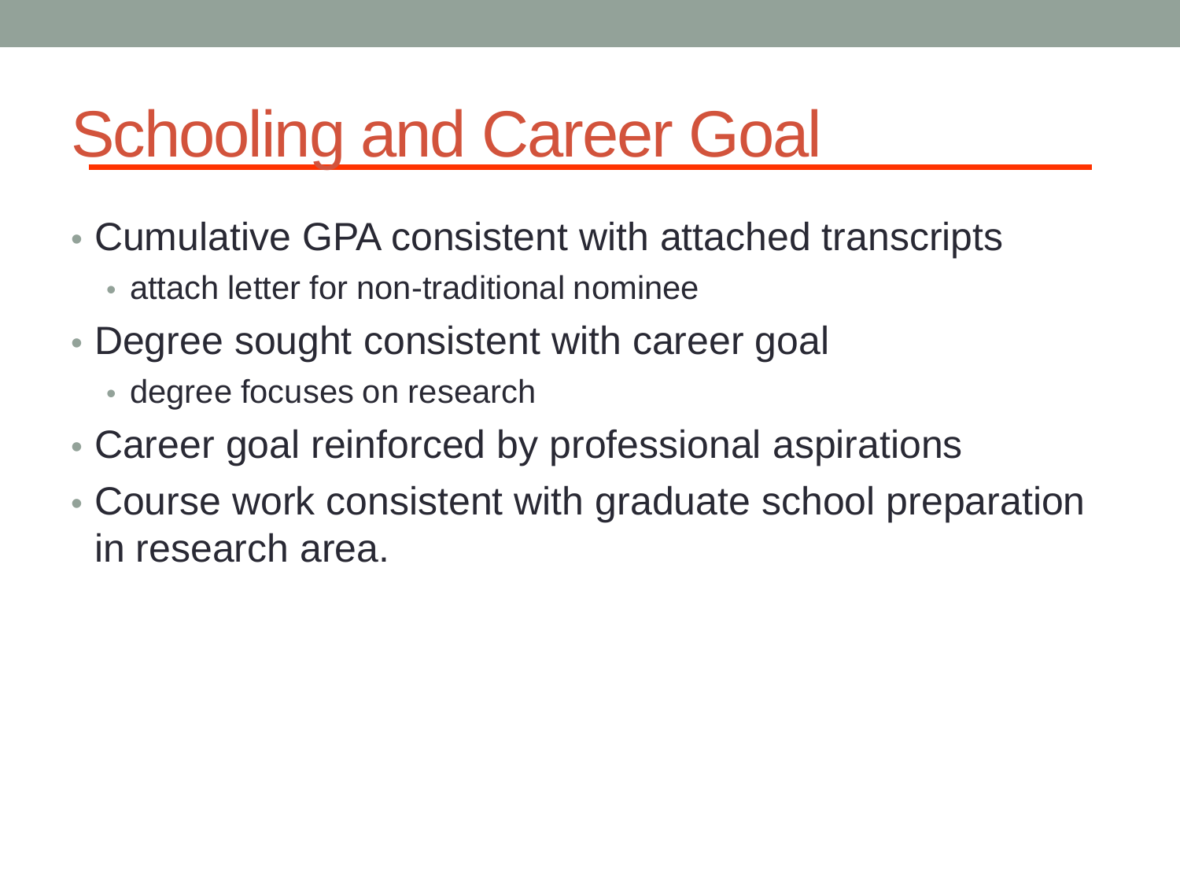# Schooling and Career Goal

- Cumulative GPA consistent with attached transcripts
  - attach letter for non-traditional nominee
- Degree sought consistent with career goal
  - degree focuses on research
- Career goal reinforced by professional aspirations
- Course work consistent with graduate school preparation in research area.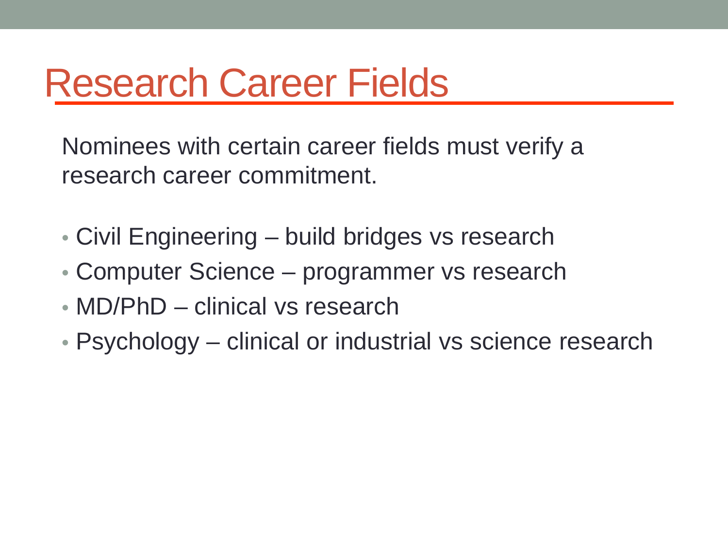# Research Career Fields

Nominees with certain career fields must verify a research career commitment.

- Civil Engineering – build bridges vs research
- Computer Science – programmer vs research
- MD/PhD – clinical vs research
- Psychology – clinical or industrial vs science research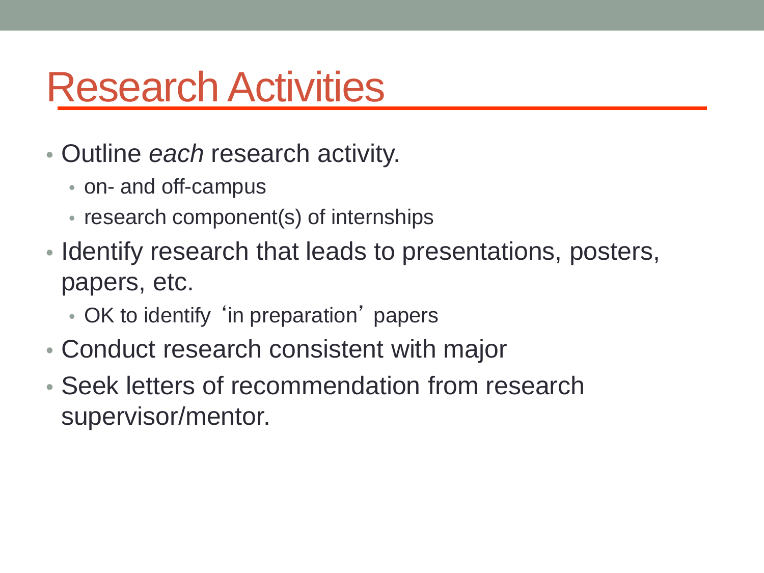# Research Activities

- Outline *each* research activity.
  - on- and off-campus
  - research component(s) of internships
- Identify research that leads to presentations, posters, papers, etc.
  - OK to identify 'in preparation' papers
- Conduct research consistent with major
- Seek letters of recommendation from research supervisor/mentor.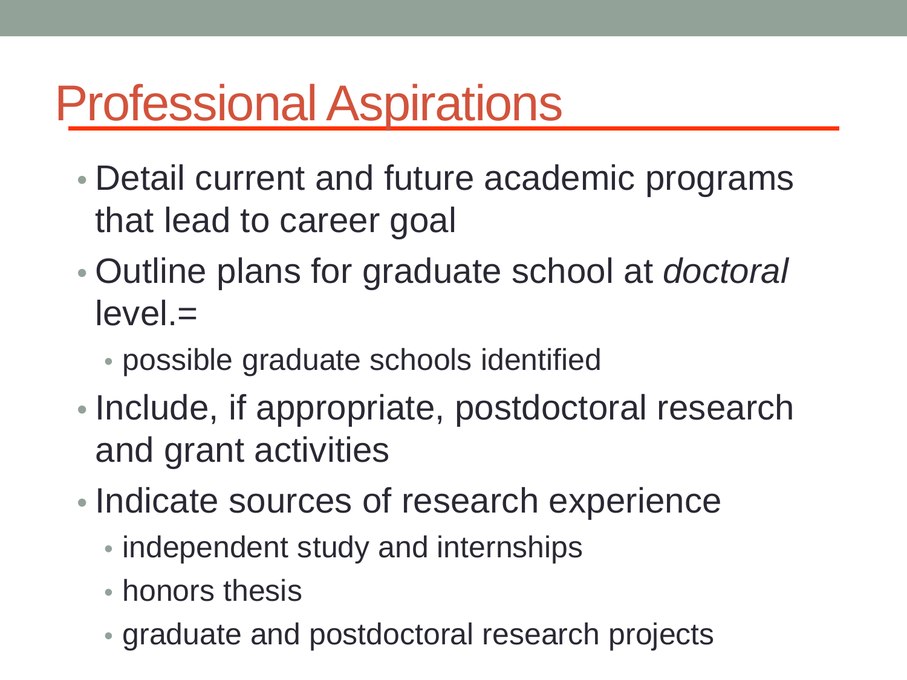# Professional Aspirations

- Detail current and future academic programs that lead to career goal
- Outline plans for graduate school at *doctoral* level.=
  - possible graduate schools identified
- Include, if appropriate, postdoctoral research and grant activities
- Indicate sources of research experience
  - independent study and internships
  - honors thesis
  - graduate and postdoctoral research projects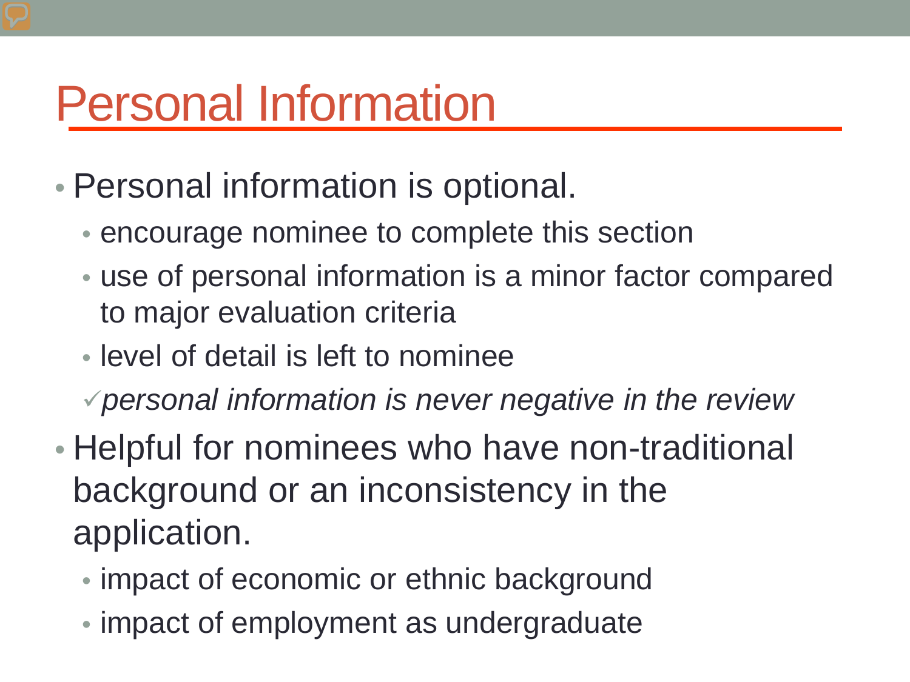# Personal Information

- Personal information is optional.
  - encourage nominee to complete this section
  - use of personal information is a minor factor compared to major evaluation criteria
  - level of detail is left to nominee
  
  ✓ *personal information is never negative in the review*
- Helpful for nominees who have non-traditional background or an inconsistency in the application.
  - impact of economic or ethnic background
  - impact of employment as undergraduate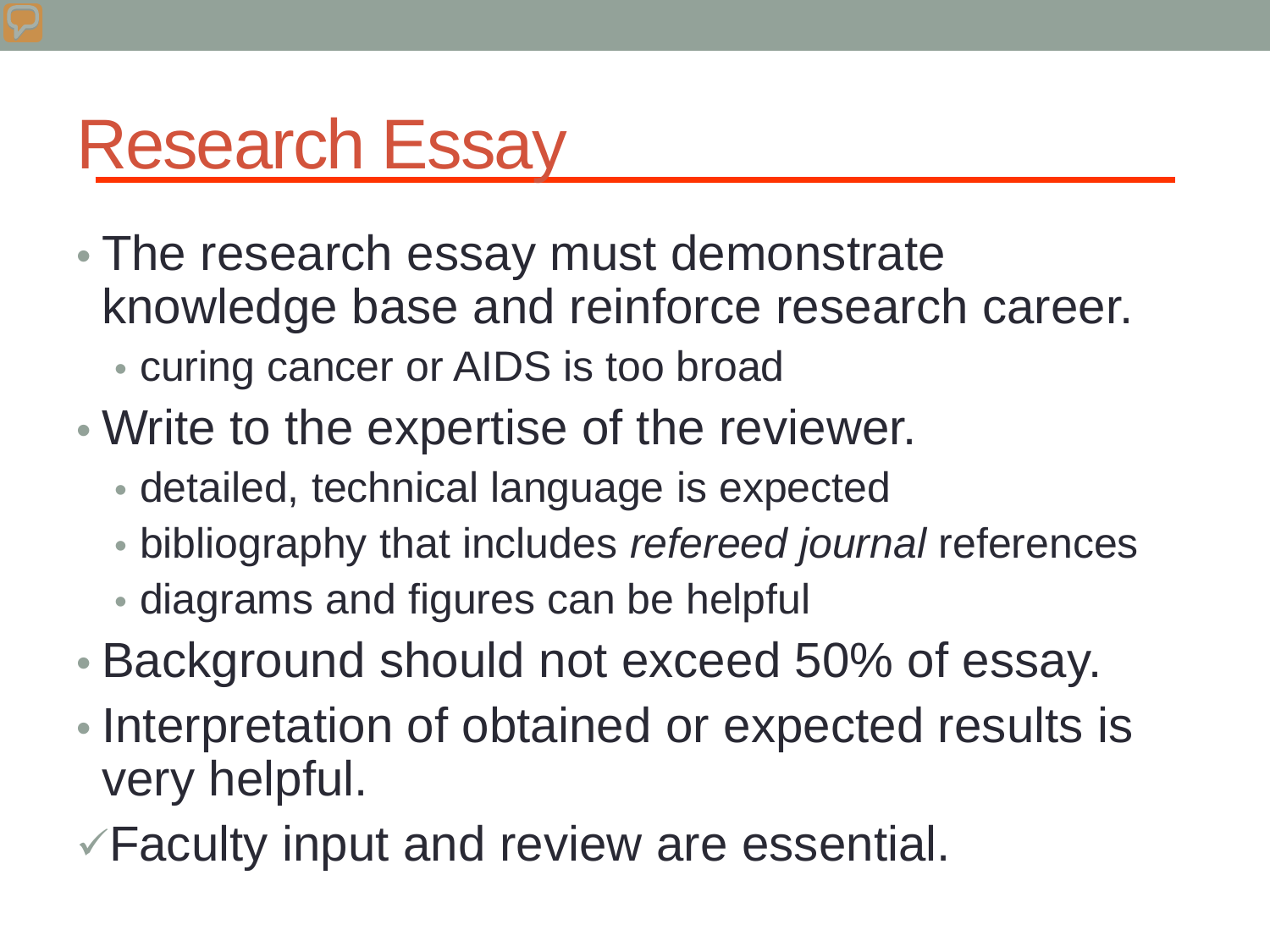# Research Essay

- The research essay must demonstrate knowledge base and reinforce research career.
  - curing cancer or AIDS is too broad
- Write to the expertise of the reviewer.
  - detailed, technical language is expected
  - bibliography that includes *refereed journal* references
  - diagrams and figures can be helpful
- Background should not exceed 50% of essay.
- Interpretation of obtained or expected results is very helpful.

✓Faculty input and review are essential.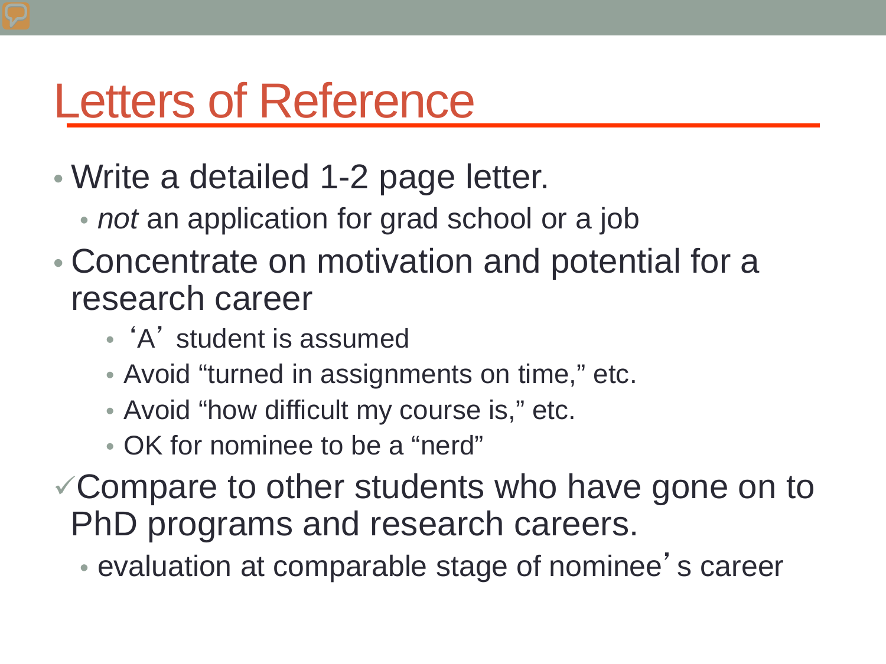# Letters of Reference

- Write a detailed 1-2 page letter.
  - *not* an application for grad school or a job
- Concentrate on motivation and potential for a research career
  - 'A' student is assumed
  - Avoid "turned in assignments on time," etc.
  - Avoid "how difficult my course is," etc.
  - OK for nominee to be a "nerd"

✓ Compare to other students who have gone on to PhD programs and research careers.
  - evaluation at comparable stage of nominee's career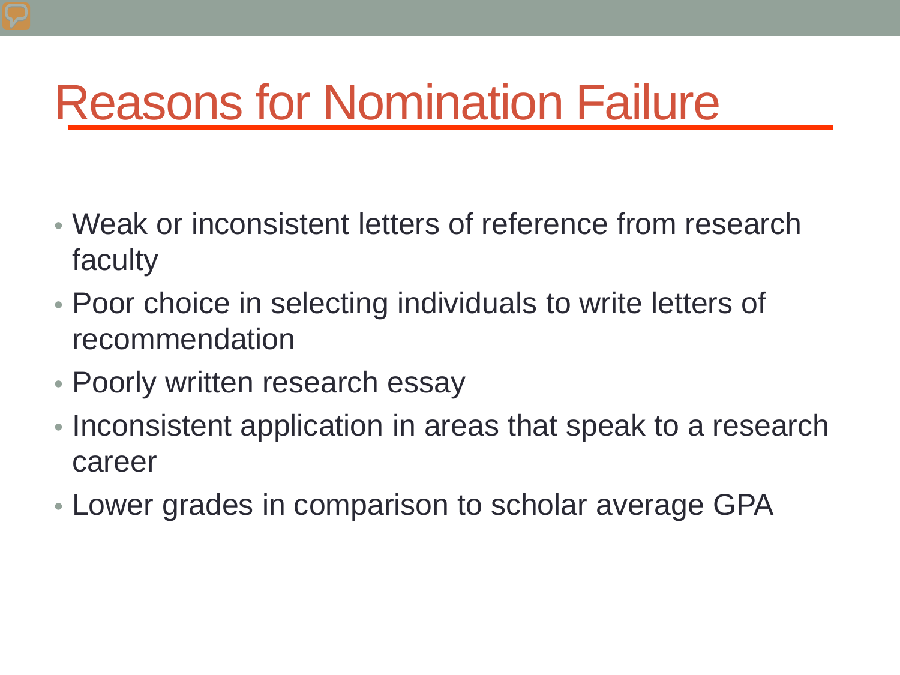# Reasons for Nomination Failure

- Weak or inconsistent letters of reference from research faculty
- Poor choice in selecting individuals to write letters of recommendation
- Poorly written research essay
- Inconsistent application in areas that speak to a research career
- Lower grades in comparison to scholar average GPA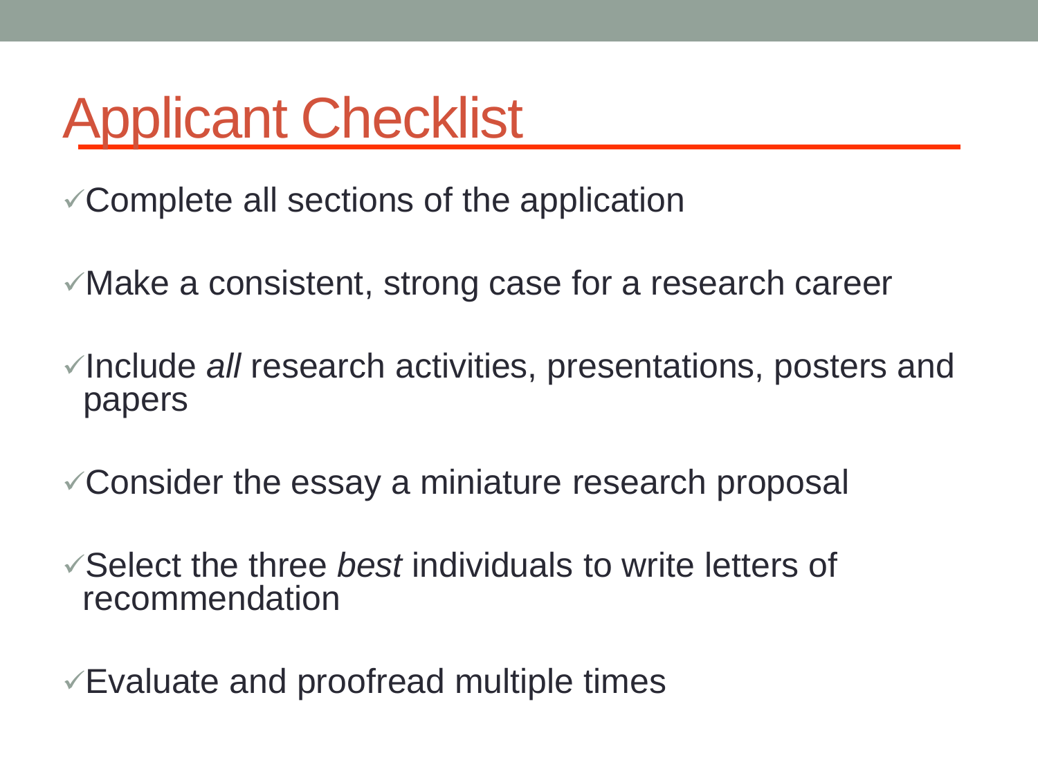# Applicant Checklist

- ✓ Complete all sections of the application
- ✓ Make a consistent, strong case for a research career
- ✓ Include *all* research activities, presentations, posters and papers
- ✓ Consider the essay a miniature research proposal
- ✓ Select the three *best* individuals to write letters of recommendation
- ✓ Evaluate and proofread multiple times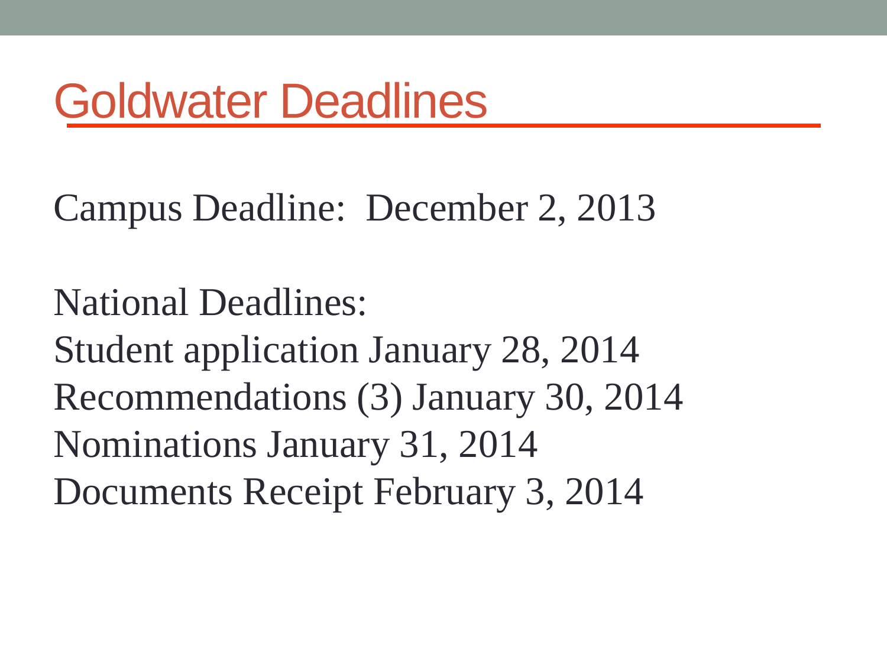# Goldwater Deadlines

Campus Deadline: December 2, 2013

National Deadlines:

Student application January 28, 2014

Recommendations (3) January 30, 2014

Nominations January 31, 2014

Documents Receipt February 3, 2014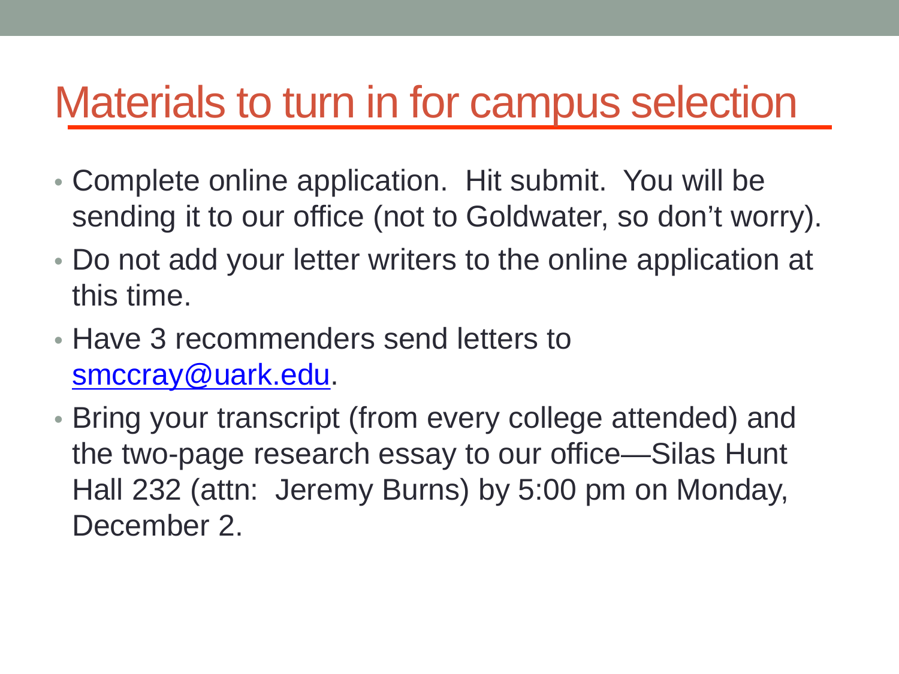# Materials to turn in for campus selection

- Complete online application. Hit submit. You will be sending it to our office (not to Goldwater, so don't worry).
- Do not add your letter writers to the online application at this time.
- Have 3 recommenders send letters to smccray@uark.edu.
- Bring your transcript (from every college attended) and the two-page research essay to our office—Silas Hunt Hall 232 (attn: Jeremy Burns) by 5:00 pm on Monday, December 2.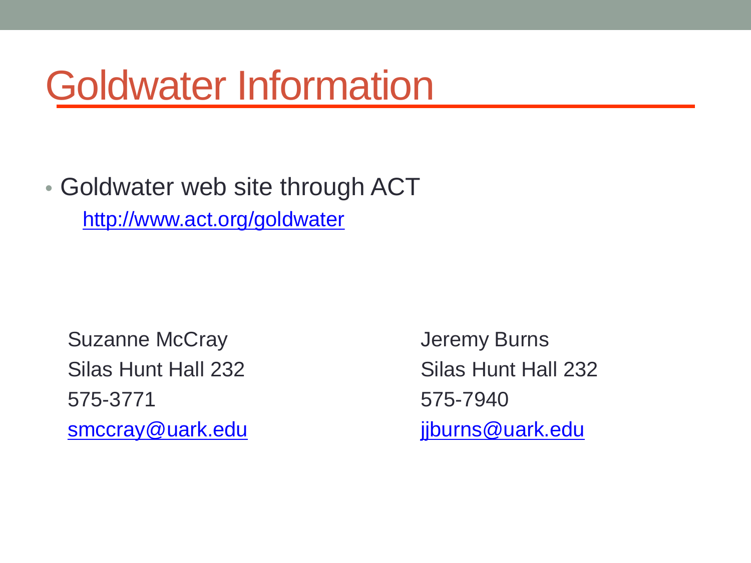# Goldwater Information

- Goldwater web site through ACT

  http://www.act.org/goldwater

Suzanne McCray
Silas Hunt Hall 232
575-3771
smccray@uark.edu

Jeremy Burns
Silas Hunt Hall 232
575-7940
jjburns@uark.edu